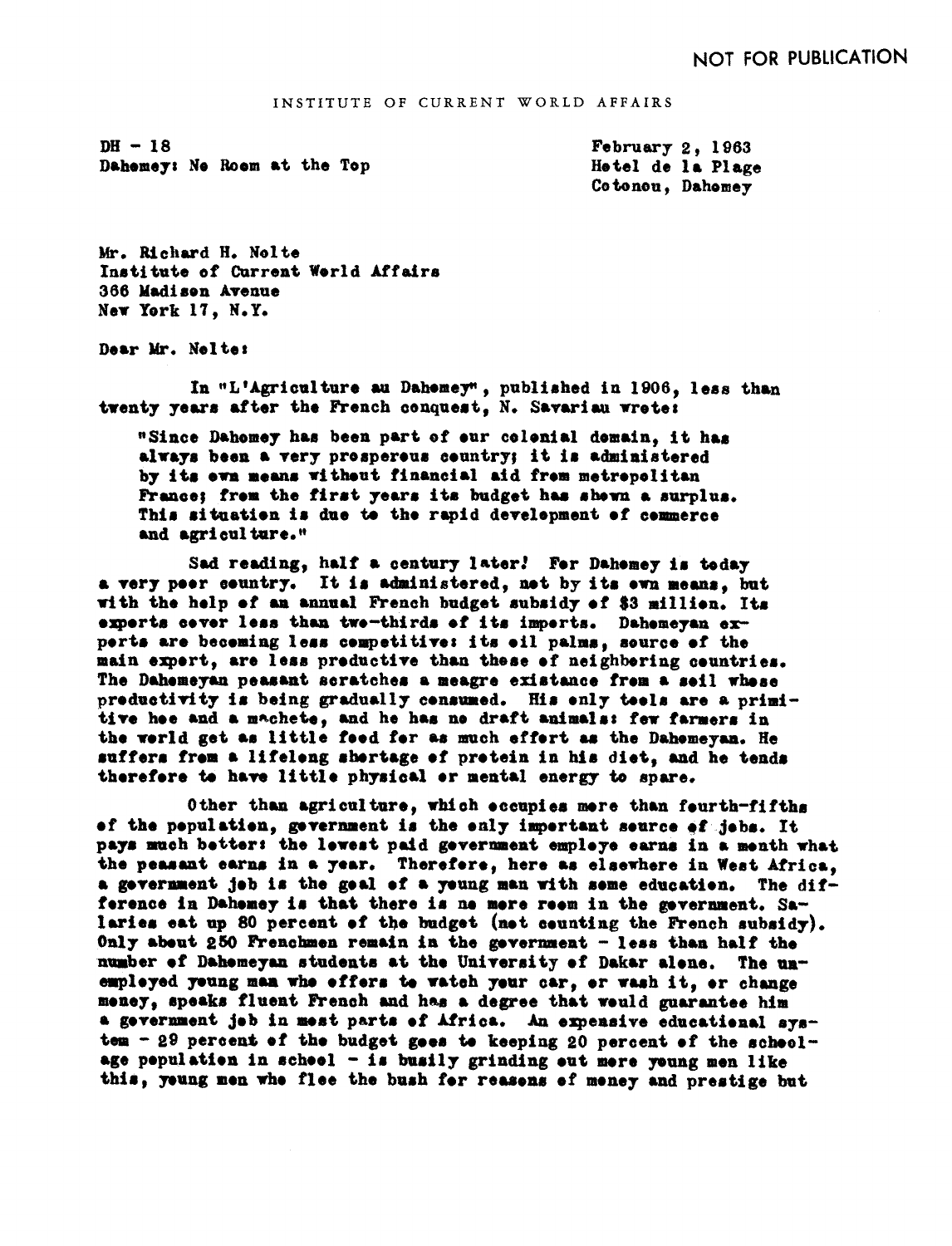NOT FOR PUBLICATION

INSTITUTE OF CURRENT WORLD AFFAIRS

DH - 18
Dahomey: No Room at the Top

February 2, 1963
Hotel de la Plage
Cotonou, Dahomey

Mr. Richard H. Nolte
Institute of Current World Affairs
366 Madison Avenue
New York 17, N.Y.

Dear Mr. Nolte:

In "L'Agriculture au Dahomey", published in 1906, less than twenty years after the French conquest, N. Savariau wrote:

> "Since Dahomey has been part of our colonial domain, it has always been a very prosperous country; it is administered by its own means without financial aid from metropolitan France; from the first years its budget has shown a surplus. This situation is due to the rapid development of commerce and agriculture."

Sad reading, half a century later! For Dahomey is today a very poor country. It is administered, not by its own means, but with the help of an annual French budget subsidy of $3 million. Its exports cover less than two-thirds of its imports. Dahomeyan exports are becoming less competitive: its oil palms, source of the main export, are less productive than those of neighboring countries. The Dahomeyan peasant scratches a meagre existance from a soil whose productivity is being gradually consumed. His only tools are a primitive hoe and a machete, and he has no draft animals: few farmers in the world get as little food for as much effort as the Dahomeyan. He suffers from a lifelong shortage of protein in his diet, and he tends therefore to have little physical or mental energy to spare.

Other than agriculture, which occupies more than fourth-fifths of the population, government is the only important source of jobs. It pays much better: the lowest paid government employe earns in a month what the peasant earns in a year. Therefore, here as elsewhere in West Africa, a government job is the goal of a young man with some education. The difference in Dahomey is that there is no more room in the government. Salaries eat up 80 percent of the budget (not counting the French subsidy). Only about 250 Frenchmen remain in the government - less than half the number of Dahomeyan students at the University of Dakar alone. The unemployed young man who offers to watch your car, or wash it, or change money, speaks fluent French and has a degree that would guarantee him a government job in most parts of Africa. An expensive educational system - 29 percent of the budget goes to keeping 20 percent of the school-age population in school - is busily grinding out more young men like this, young men who flee the bush for reasons of money and prestige but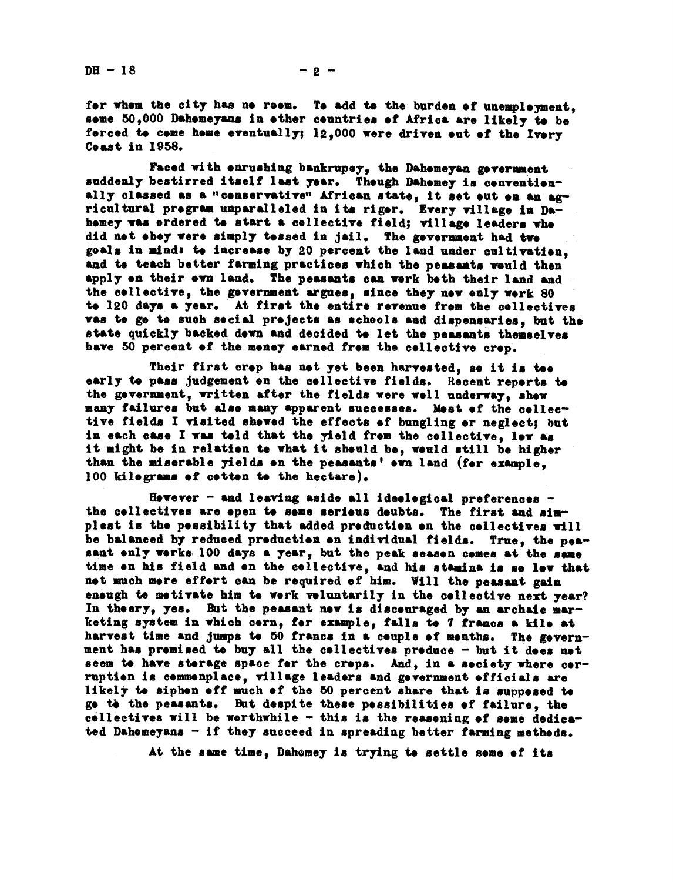for whom the city has no room. To add to the burden of unemployment, some 50,000 Dahomeyans in other countries of Africa are likely to be forced to come home eventually; 12,000 were driven out of the Ivory Coast in 1958.

Faced with onrushing bankrupcy, the Dahomeyan government suddenly bestirred itself last year. Though Dahomey is conventionally classed as a "conservative" African state, it set out on an agricultural program unparalleled in its rigor. Every village in Dahomey was ordered to start a collective field; village leaders who did not obey were simply tossed in jail. The government had two goals in mind: to increase by 20 percent the land under cultivation, and to teach better farming practices which the peasants would then apply on their own land. The peasants can work both their land and the collective, the government argues, since they now only work 80 to 120 days a year. At first the entire revenue from the collectives was to go to such social projects as schools and dispensaries, but the state quickly backed down and decided to let the peasants themselves have 50 percent of the money earned from the collective crop.

Their first crop has not yet been harvested, so it is too early to pass judgement on the collective fields. Recent reports to the government, written after the fields were well underway, show many failures but also many apparent successes. Most of the collective fields I visited showed the effects of bungling or neglect; but in each case I was told that the yield from the collective, low as it might be in relation to what it should be, would still be higher than the miserable yields on the peasants' own land (for example, 100 kilograms of cotton to the hectare).

However - and leaving aside all ideological preferences - the collectives are open to some serious doubts. The first and simplest is the possibility that added production on the collectives will be balanced by reduced production on individual fields. True, the peasant only works 100 days a year, but the peak season comes at the same time on his field and on the collective, and his stamina is so low that not much more effort can be required of him. Will the peasant gain enough to motivate him to work voluntarily in the collective next year? In theory, yes. But the peasant now is discouraged by an archaic marketing system in which corn, for example, falls to 7 francs a kilo at harvest time and jumps to 50 francs in a couple of months. The government has promised to buy all the collectives produce - but it does not seem to have storage space for the crops. And, in a society where corruption is commonplace, village leaders and government officials are likely to siphon off much of the 50 percent share that is supposed to go to the peasants. But despite these possibilities of failure, the collectives will be worthwhile - this is the reasoning of some dedicated Dahomeyans - if they succeed in spreading better farming methods.

At the same time, Dahomey is trying to settle some of its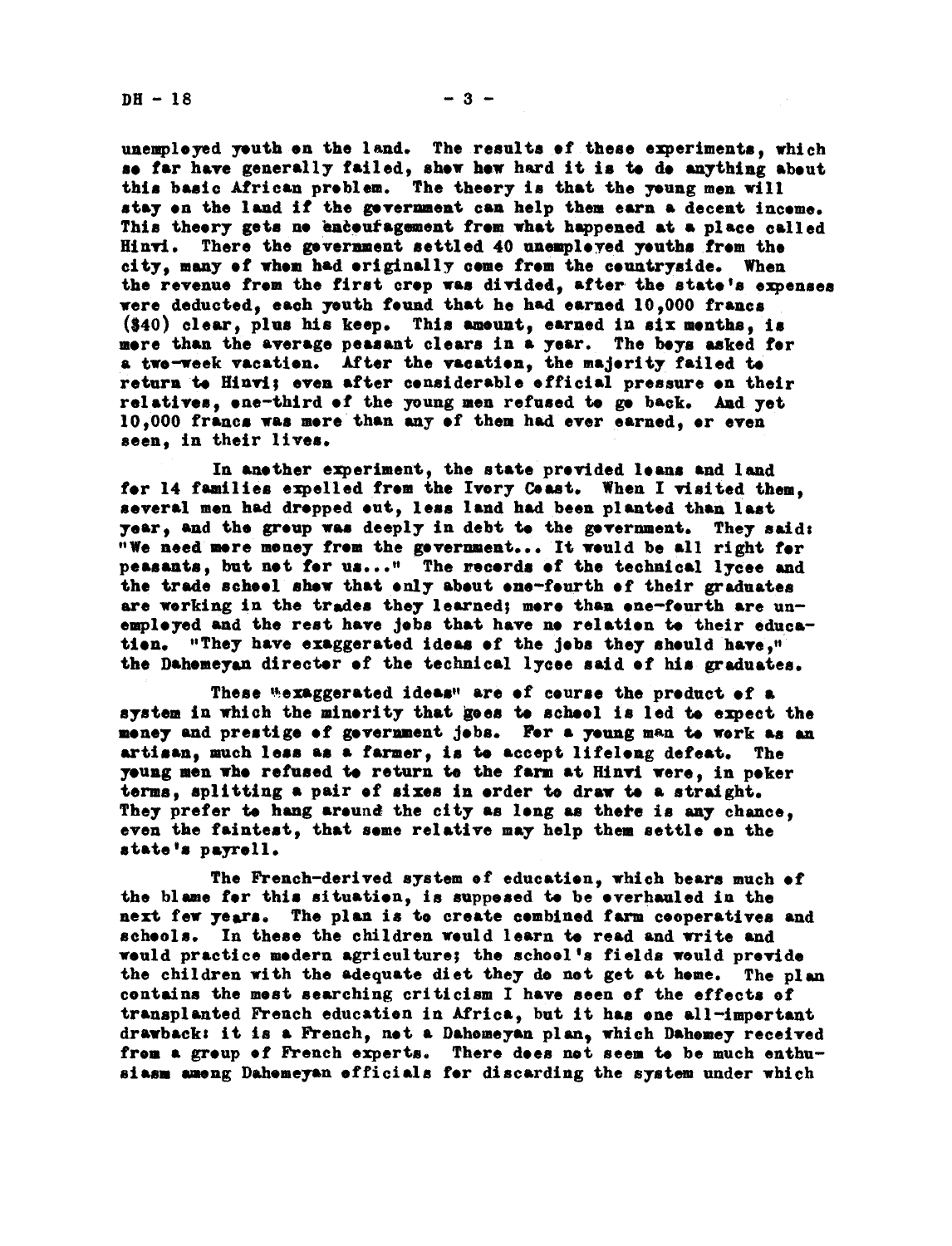unemployed youth on the land. The results of these experiments, which so far have generally failed, show how hard it is to do anything about this basic African problem. The theory is that the young men will stay on the land if the government can help them earn a decent income. This theory gets no encouragement from what happened at a place called Hinvi. There the government settled 40 unemployed youths from the city, many of whom had originally come from the countryside. When the revenue from the first crop was divided, after the state's expenses were deducted, each youth found that he had earned 10,000 francs ($40) clear, plus his keep. This amount, earned in six months, is more than the average peasant clears in a year. The boys asked for a two-week vacation. After the vacation, the majority failed to return to Hinvi; even after considerable official pressure on their relatives, one-third of the young men refused to go back. And yet 10,000 francs was more than any of them had ever earned, or even seen, in their lives.

In another experiment, the state provided loans and land for 14 families expelled from the Ivory Coast. When I visited them, several men had dropped out, less land had been planted than last year, and the group was deeply in debt to the government. They said: "We need more money from the government... It would be all right for peasants, but not for us..." The records of the technical lycee and the trade school show that only about one-fourth of their graduates are working in the trades they learned; more than one-fourth are unemployed and the rest have jobs that have no relation to their education. "They have exaggerated ideas of the jobs they should have," the Dahomeyan director of the technical lycee said of his graduates.

These "exaggerated ideas" are of course the product of a system in which the minority that goes to school is led to expect the money and prestige of government jobs. For a young man to work as an artisan, much less as a farmer, is to accept lifelong defeat. The young men who refused to return to the farm at Hinvi were, in poker terms, splitting a pair of sixes in order to draw to a straight. They prefer to hang around the city as long as there is any chance, even the faintest, that some relative may help them settle on the state's payroll.

The French-derived system of education, which bears much of the blame for this situation, is supposed to be overhauled in the next few years. The plan is to create combined farm cooperatives and schools. In these the children would learn to read and write and would practice modern agriculture; the school's fields would provide the children with the adequate diet they do not get at home. The plan contains the most searching criticism I have seen of the effects of transplanted French education in Africa, but it has one all-important drawback: it is a French, not a Dahomeyan plan, which Dahomey received from a group of French experts. There does not seem to be much enthusiasm among Dahomeyan officials for discarding the system under which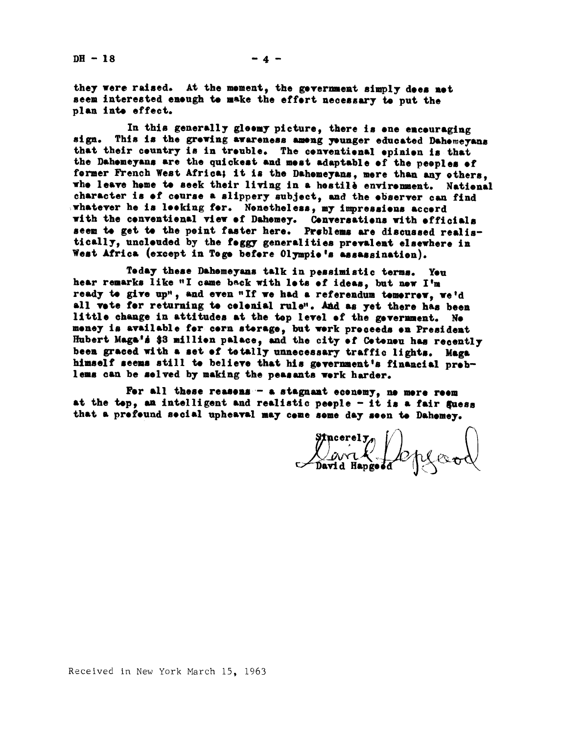they were raised. At the moment, the government simply does not seem interested enough to make the effort necessary to put the plan into effect.

In this generally gloomy picture, there is one encouraging sign. This is the growing awareness among younger educated Dahomeyans that their country is in trouble. The conventional opinion is that the Dahomeyans are the quickest and most adaptable of the peoples of former French West Africa; it is the Dahomeyans, more than any others, who leave home to seek their living in a hostile environment. National character is of course a slippery subject, and the observer can find whatever he is looking for. Nonetheless, my impressions accord with the conventional view of Dahomey. Conversations with officials seem to get to the point faster here. Problems are discussed realistically, unclouded by the foggy generalities prevalent elsewhere in West Africa (except in Togo before Olympio's assassination).

Today these Dahomeyans talk in pessimistic terms. You hear remarks like "I came back with lots of ideas, but now I'm ready to give up", and even "If we had a referendum tomorrow, we'd all vote for returning to colonial rule". And as yet there has been little change in attitudes at the top level of the government. No money is available for corn storage, but work proceeds on President Hubert Maga's $3 million palace, and the city of Cotonou has recently been graced with a set of totally unnecessary traffic lights. Maga himself seems still to believe that his government's financial problems can be solved by making the peasants work harder.

For all these reasons — a stagnant economy, no more room at the top, an intelligent and realistic people — it is a fair guess that a profound social upheaval may come some day soon to Dahomey.

Sincerely,

David Hapgood

Received in New York March 15, 1963